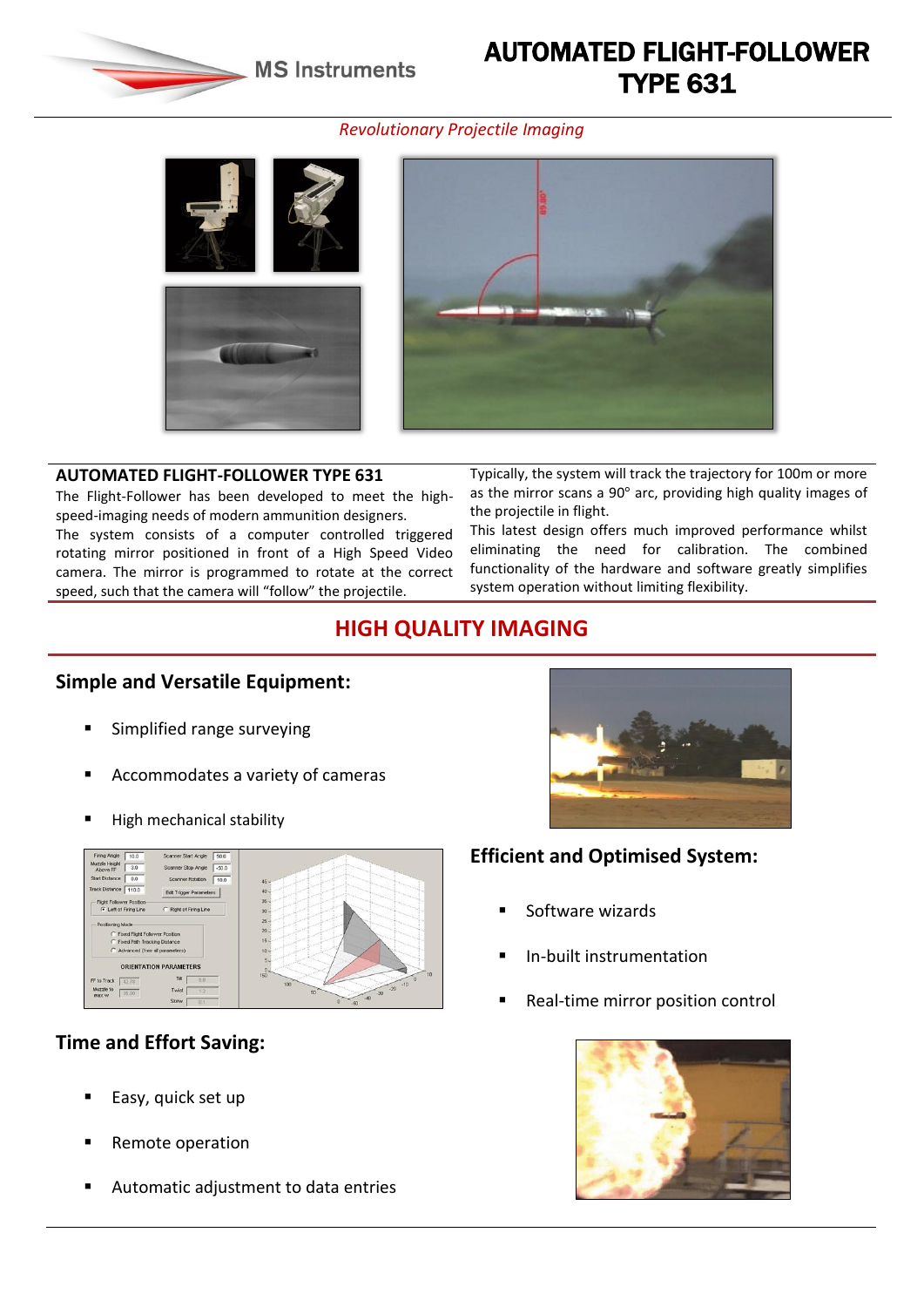MS Instruments

# AUTOMATED FLIGHT-FOLLOWER TYPE 631

*Revolutionary Projectile Imaging*

## AUTOMATED FLIGHT-FOLLOWER TYPE 631

The Flight-Follower has been developed to meet the high-speed-imaging needs of modern ammunition designers.

The system consists of a computer controlled triggered rotating mirror positioned in front of a High Speed Video camera. The mirror is programmed to rotate at the correct speed, such that the camera will "follow" the projectile.

Typically, the system will track the trajectory for 100m or more as the mirror scans a 90° arc, providing high quality images of the projectile in flight.

This latest design offers much improved performance whilst eliminating the need for calibration. The combined functionality of the hardware and software greatly simplifies system operation without limiting flexibility.

## HIGH QUALITY IMAGING

### Simple and Versatile Equipment:

- Simplified range surveying
- Accommodates a variety of cameras
- High mechanical stability

### Efficient and Optimised System:

- Software wizards
- In-built instrumentation
- Real-time mirror position control

### Time and Effort Saving:

- Easy, quick set up
- Remote operation
- Automatic adjustment to data entries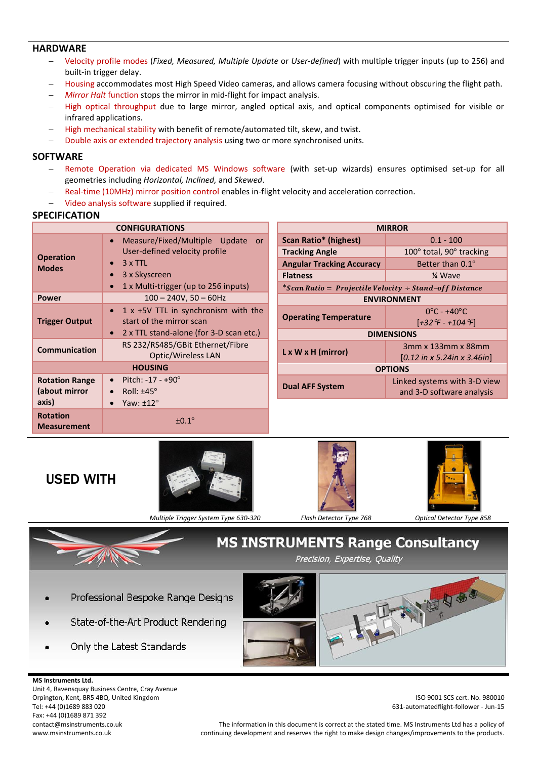## HARDWARE

- Velocity profile modes (*Fixed, Measured, Multiple Update* or *User-defined*) with multiple trigger inputs (up to 256) and built-in trigger delay.
- Housing accommodates most High Speed Video cameras, and allows camera focusing without obscuring the flight path.
- *Mirror Halt* function stops the mirror in mid-flight for impact analysis.
- High optical throughput due to large mirror, angled optical axis, and optical components optimised for visible or infrared applications.
- High mechanical stability with benefit of remote/automated tilt, skew, and twist.
- Double axis or extended trajectory analysis using two or more synchronised units.

## SOFTWARE

- Remote Operation via dedicated MS Windows software (with set-up wizards) ensures optimised set-up for all geometries including *Horizontal, Inclined,* and *Skewed*.
- Real-time (10MHz) mirror position control enables in-flight velocity and acceleration correction.
- Video analysis software supplied if required.

## SPECIFICATION

| CONFIGURATIONS | |
|---|---|
| **Operation Modes** | • Measure/Fixed/Multiple Update or User-defined velocity profile<br>• 3 x TTL<br>• 3 x Skyscreen<br>• 1 x Multi-trigger (up to 256 inputs) |
| **Power** | 100 – 240V, 50 – 60Hz |
| **Trigger Output** | • 1 x +5V TTL in synchronism with the start of the mirror scan<br>• 2 x TTL stand-alone (for 3-D scan etc.) |
| **Communication** | RS 232/RS485/GBit Ethernet/Fibre Optic/Wireless LAN |
| **HOUSING** | |
| **Rotation Range (about mirror axis)** | • Pitch: -17 - +90°<br>• Roll: ±45°<br>• Yaw: ±12° |
| **Rotation Measurement** | ±0.1° |

| MIRROR | |
|---|---|
| **Scan Ratio\* (highest)** | 0.1 - 100 |
| **Tracking Angle** | 100° total, 90° tracking |
| **Angular Tracking Accuracy** | Better than 0.1° |
| **Flatness** | ¼ Wave |
| $*Scan\ Ratio = Projectile\ Velocity \div Stand\text{-}off\ Distance$ | |
| **ENVIRONMENT** | |
| **Operating Temperature** | 0°C - +40°C<br>[*+32℉ - +104℉*] |
| **DIMENSIONS** | |
| **L x W x H (mirror)** | 3mm x 133mm x 88mm<br>[*0.12 in x 5.24in x 3.46in*] |
| **OPTIONS** | |
| **Dual AFF System** | Linked systems with 3-D view and 3-D software analysis |

## USED WITH

*Multiple Trigger System Type 630-320*

*Flash Detector Type 768*

*Optical Detector Type 858*

## MS INSTRUMENTS Range Consultancy

*Precision, Expertise, Quality*

- Professional Bespoke Range Designs
- State-of-the-Art Product Rendering
- Only the Latest Standards

**MS Instruments Ltd.**
Unit 4, Ravensquay Business Centre, Cray Avenue
Orpington, Kent, BR5 4BQ, United Kingdom
Tel: +44 (0)1689 883 020
Fax: +44 (0)1689 871 392
contact@msinstruments.co.uk
www.msinstruments.co.uk

ISO 9001 SCS cert. No. 980010
631-automatedflight-follower - Jun-15

The information in this document is correct at the stated time. MS Instruments Ltd has a policy of continuing development and reserves the right to make design changes/improvements to the products.